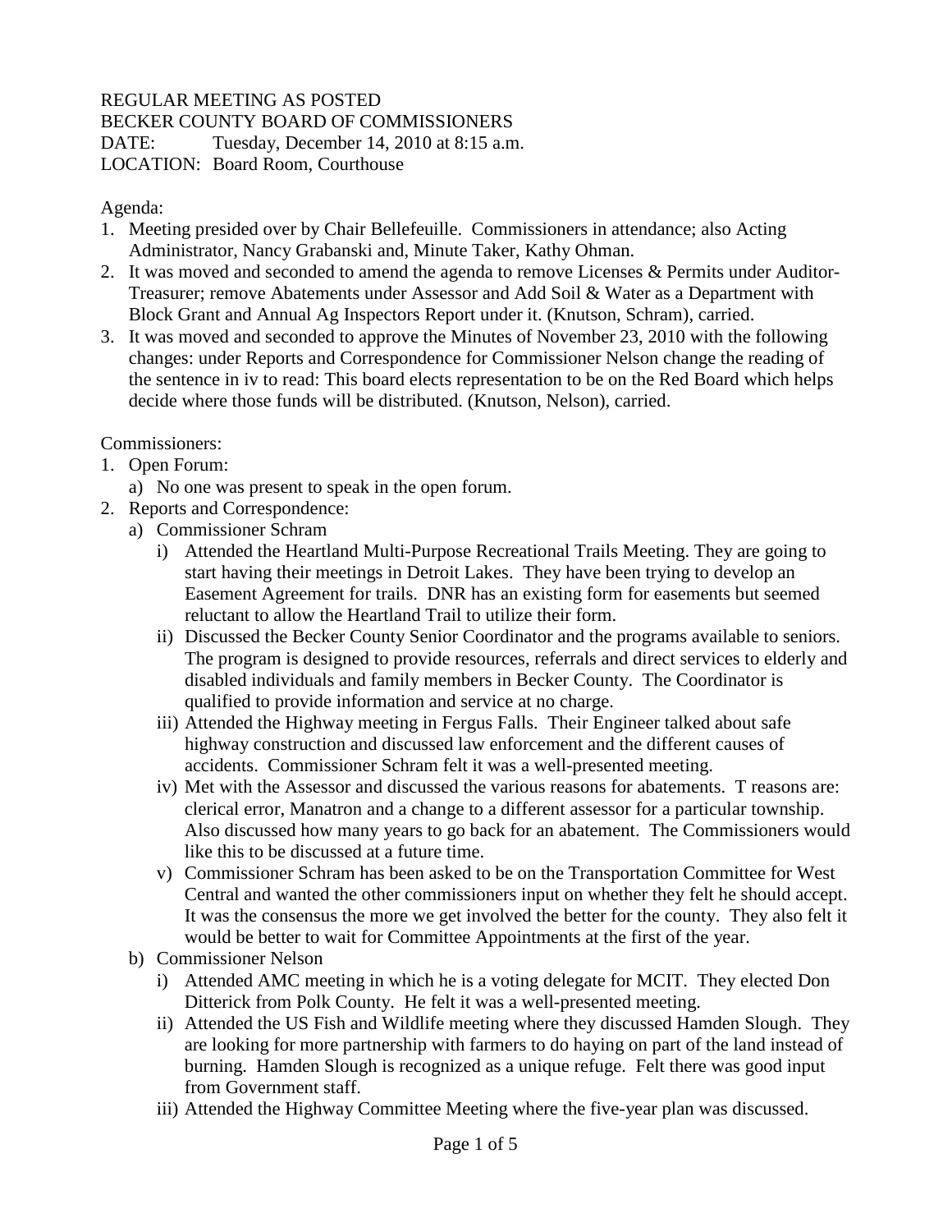REGULAR MEETING AS POSTED
BECKER COUNTY BOARD OF COMMISSIONERS
DATE: Tuesday, December 14, 2010 at 8:15 a.m.
LOCATION: Board Room, Courthouse

Agenda:

1. Meeting presided over by Chair Bellefeuille. Commissioners in attendance; also Acting Administrator, Nancy Grabanski and, Minute Taker, Kathy Ohman.
2. It was moved and seconded to amend the agenda to remove Licenses & Permits under Auditor-Treasurer; remove Abatements under Assessor and Add Soil & Water as a Department with Block Grant and Annual Ag Inspectors Report under it. (Knutson, Schram), carried.
3. It was moved and seconded to approve the Minutes of November 23, 2010 with the following changes: under Reports and Correspondence for Commissioner Nelson change the reading of the sentence in iv to read: This board elects representation to be on the Red Board which helps decide where those funds will be distributed. (Knutson, Nelson), carried.

Commissioners:

1. Open Forum:
   a) No one was present to speak in the open forum.
2. Reports and Correspondence:
   a) Commissioner Schram
      i) Attended the Heartland Multi-Purpose Recreational Trails Meeting. They are going to start having their meetings in Detroit Lakes. They have been trying to develop an Easement Agreement for trails. DNR has an existing form for easements but seemed reluctant to allow the Heartland Trail to utilize their form.
      ii) Discussed the Becker County Senior Coordinator and the programs available to seniors. The program is designed to provide resources, referrals and direct services to elderly and disabled individuals and family members in Becker County. The Coordinator is qualified to provide information and service at no charge.
      iii) Attended the Highway meeting in Fergus Falls. Their Engineer talked about safe highway construction and discussed law enforcement and the different causes of accidents. Commissioner Schram felt it was a well-presented meeting.
      iv) Met with the Assessor and discussed the various reasons for abatements. T reasons are: clerical error, Manatron and a change to a different assessor for a particular township. Also discussed how many years to go back for an abatement. The Commissioners would like this to be discussed at a future time.
      v) Commissioner Schram has been asked to be on the Transportation Committee for West Central and wanted the other commissioners input on whether they felt he should accept. It was the consensus the more we get involved the better for the county. They also felt it would be better to wait for Committee Appointments at the first of the year.
   b) Commissioner Nelson
      i) Attended AMC meeting in which he is a voting delegate for MCIT. They elected Don Ditterick from Polk County. He felt it was a well-presented meeting.
      ii) Attended the US Fish and Wildlife meeting where they discussed Hamden Slough. They are looking for more partnership with farmers to do haying on part of the land instead of burning. Hamden Slough is recognized as a unique refuge. Felt there was good input from Government staff.
      iii) Attended the Highway Committee Meeting where the five-year plan was discussed.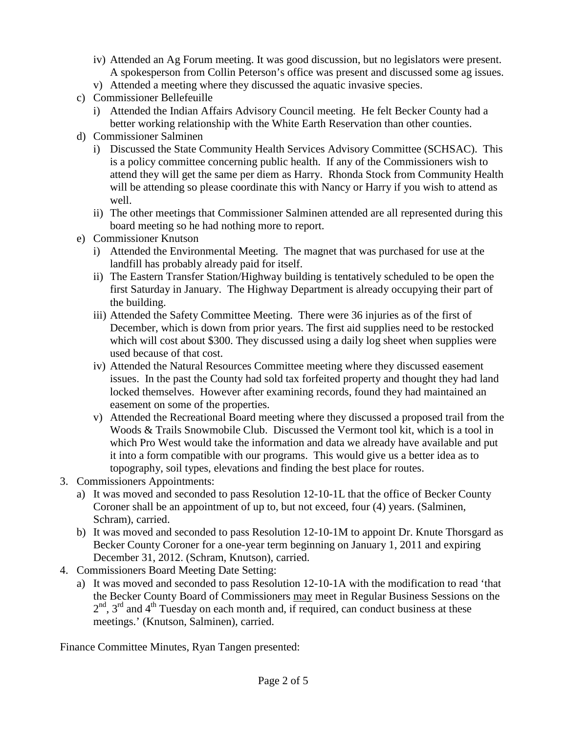- iv) Attended an Ag Forum meeting. It was good discussion, but no legislators were present. A spokesperson from Collin Peterson's office was present and discussed some ag issues.
    - v) Attended a meeting where they discussed the aquatic invasive species.
  - c) Commissioner Bellefeuille
    - i) Attended the Indian Affairs Advisory Council meeting. He felt Becker County had a better working relationship with the White Earth Reservation than other counties.
  - d) Commissioner Salminen
    - i) Discussed the State Community Health Services Advisory Committee (SCHSAC). This is a policy committee concerning public health. If any of the Commissioners wish to attend they will get the same per diem as Harry. Rhonda Stock from Community Health will be attending so please coordinate this with Nancy or Harry if you wish to attend as well.
    - ii) The other meetings that Commissioner Salminen attended are all represented during this board meeting so he had nothing more to report.
  - e) Commissioner Knutson
    - i) Attended the Environmental Meeting. The magnet that was purchased for use at the landfill has probably already paid for itself.
    - ii) The Eastern Transfer Station/Highway building is tentatively scheduled to be open the first Saturday in January. The Highway Department is already occupying their part of the building.
    - iii) Attended the Safety Committee Meeting. There were 36 injuries as of the first of December, which is down from prior years. The first aid supplies need to be restocked which will cost about $300. They discussed using a daily log sheet when supplies were used because of that cost.
    - iv) Attended the Natural Resources Committee meeting where they discussed easement issues. In the past the County had sold tax forfeited property and thought they had land locked themselves. However after examining records, found they had maintained an easement on some of the properties.
    - v) Attended the Recreational Board meeting where they discussed a proposed trail from the Woods & Trails Snowmobile Club. Discussed the Vermont tool kit, which is a tool in which Pro West would take the information and data we already have available and put it into a form compatible with our programs. This would give us a better idea as to topography, soil types, elevations and finding the best place for routes.

3. Commissioners Appointments:
   - a) It was moved and seconded to pass Resolution 12-10-1L that the office of Becker County Coroner shall be an appointment of up to, but not exceed, four (4) years. (Salminen, Schram), carried.
   - b) It was moved and seconded to pass Resolution 12-10-1M to appoint Dr. Knute Thorsgard as Becker County Coroner for a one-year term beginning on January 1, 2011 and expiring December 31, 2012. (Schram, Knutson), carried.
4. Commissioners Board Meeting Date Setting:
   - a) It was moved and seconded to pass Resolution 12-10-1A with the modification to read 'that the Becker County Board of Commissioners may meet in Regular Business Sessions on the 2nd, 3rd and 4th Tuesday on each month and, if required, can conduct business at these meetings.' (Knutson, Salminen), carried.

Finance Committee Minutes, Ryan Tangen presented: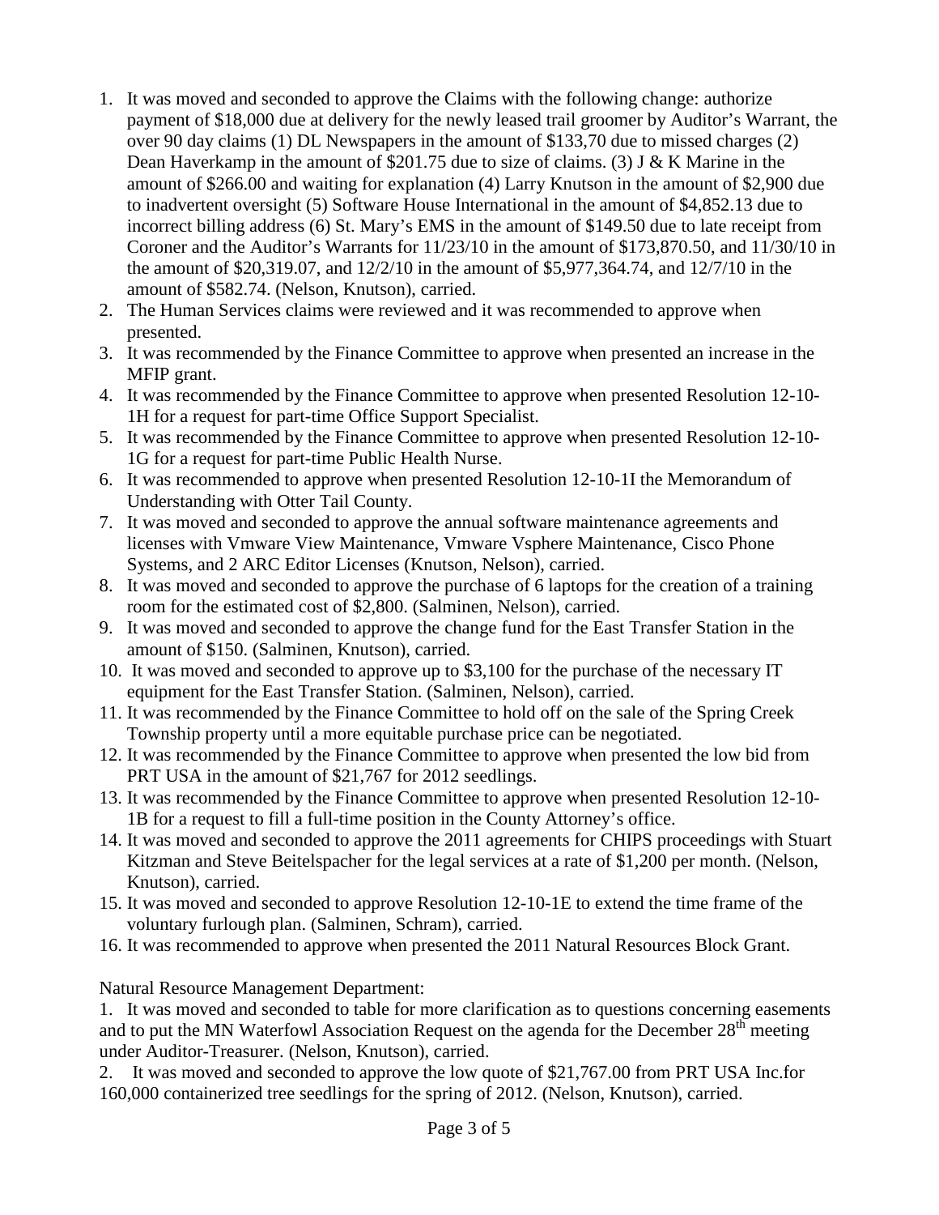1. It was moved and seconded to approve the Claims with the following change: authorize payment of $18,000 due at delivery for the newly leased trail groomer by Auditor's Warrant, the over 90 day claims (1) DL Newspapers in the amount of $133,70 due to missed charges (2) Dean Haverkamp in the amount of $201.75 due to size of claims. (3) J & K Marine in the amount of $266.00 and waiting for explanation (4) Larry Knutson in the amount of $2,900 due to inadvertent oversight (5) Software House International in the amount of $4,852.13 due to incorrect billing address (6) St. Mary's EMS in the amount of $149.50 due to late receipt from Coroner and the Auditor's Warrants for 11/23/10 in the amount of $173,870.50, and 11/30/10 in the amount of $20,319.07, and 12/2/10 in the amount of $5,977,364.74, and 12/7/10 in the amount of $582.74. (Nelson, Knutson), carried.
2. The Human Services claims were reviewed and it was recommended to approve when presented.
3. It was recommended by the Finance Committee to approve when presented an increase in the MFIP grant.
4. It was recommended by the Finance Committee to approve when presented Resolution 12-10-1H for a request for part-time Office Support Specialist.
5. It was recommended by the Finance Committee to approve when presented Resolution 12-10-1G for a request for part-time Public Health Nurse.
6. It was recommended to approve when presented Resolution 12-10-1I the Memorandum of Understanding with Otter Tail County.
7. It was moved and seconded to approve the annual software maintenance agreements and licenses with Vmware View Maintenance, Vmware Vsphere Maintenance, Cisco Phone Systems, and 2 ARC Editor Licenses (Knutson, Nelson), carried.
8. It was moved and seconded to approve the purchase of 6 laptops for the creation of a training room for the estimated cost of $2,800. (Salminen, Nelson), carried.
9. It was moved and seconded to approve the change fund for the East Transfer Station in the amount of $150. (Salminen, Knutson), carried.
10. It was moved and seconded to approve up to $3,100 for the purchase of the necessary IT equipment for the East Transfer Station. (Salminen, Nelson), carried.
11. It was recommended by the Finance Committee to hold off on the sale of the Spring Creek Township property until a more equitable purchase price can be negotiated.
12. It was recommended by the Finance Committee to approve when presented the low bid from PRT USA in the amount of $21,767 for 2012 seedlings.
13. It was recommended by the Finance Committee to approve when presented Resolution 12-10-1B for a request to fill a full-time position in the County Attorney's office.
14. It was moved and seconded to approve the 2011 agreements for CHIPS proceedings with Stuart Kitzman and Steve Beitelspacher for the legal services at a rate of $1,200 per month. (Nelson, Knutson), carried.
15. It was moved and seconded to approve Resolution 12-10-1E to extend the time frame of the voluntary furlough plan. (Salminen, Schram), carried.
16. It was recommended to approve when presented the 2011 Natural Resources Block Grant.

Natural Resource Management Department:

1. It was moved and seconded to table for more clarification as to questions concerning easements and to put the MN Waterfowl Association Request on the agenda for the December 28th meeting under Auditor-Treasurer. (Nelson, Knutson), carried.
2. It was moved and seconded to approve the low quote of $21,767.00 from PRT USA Inc.for 160,000 containerized tree seedlings for the spring of 2012. (Nelson, Knutson), carried.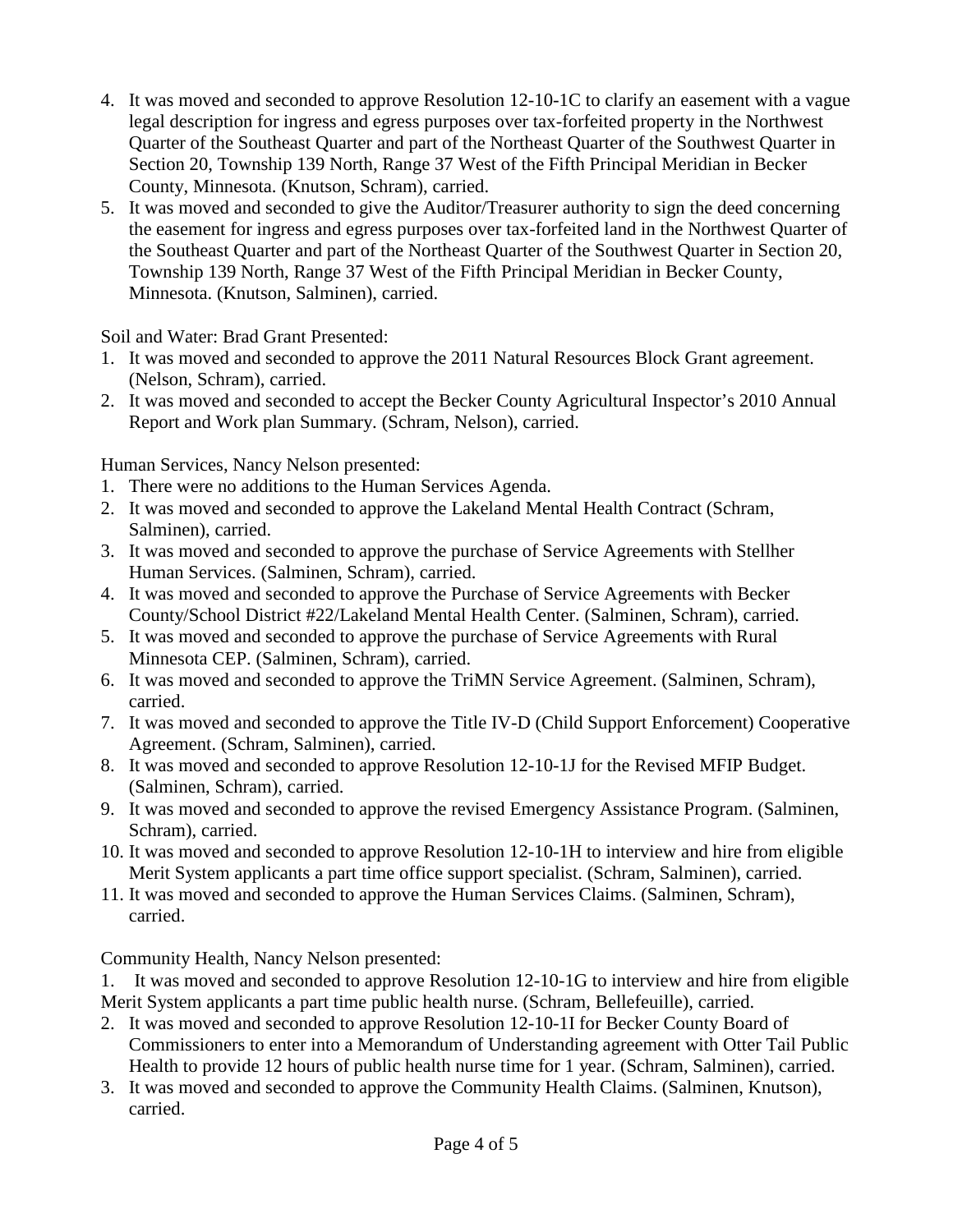4. It was moved and seconded to approve Resolution 12-10-1C to clarify an easement with a vague legal description for ingress and egress purposes over tax-forfeited property in the Northwest Quarter of the Southeast Quarter and part of the Northeast Quarter of the Southwest Quarter in Section 20, Township 139 North, Range 37 West of the Fifth Principal Meridian in Becker County, Minnesota. (Knutson, Schram), carried.
5. It was moved and seconded to give the Auditor/Treasurer authority to sign the deed concerning the easement for ingress and egress purposes over tax-forfeited land in the Northwest Quarter of the Southeast Quarter and part of the Northeast Quarter of the Southwest Quarter in Section 20, Township 139 North, Range 37 West of the Fifth Principal Meridian in Becker County, Minnesota. (Knutson, Salminen), carried.

Soil and Water: Brad Grant Presented:

1. It was moved and seconded to approve the 2011 Natural Resources Block Grant agreement. (Nelson, Schram), carried.
2. It was moved and seconded to accept the Becker County Agricultural Inspector's 2010 Annual Report and Work plan Summary. (Schram, Nelson), carried.

Human Services, Nancy Nelson presented:

1. There were no additions to the Human Services Agenda.
2. It was moved and seconded to approve the Lakeland Mental Health Contract (Schram, Salminen), carried.
3. It was moved and seconded to approve the purchase of Service Agreements with Stellher Human Services. (Salminen, Schram), carried.
4. It was moved and seconded to approve the Purchase of Service Agreements with Becker County/School District #22/Lakeland Mental Health Center. (Salminen, Schram), carried.
5. It was moved and seconded to approve the purchase of Service Agreements with Rural Minnesota CEP. (Salminen, Schram), carried.
6. It was moved and seconded to approve the TriMN Service Agreement. (Salminen, Schram), carried.
7. It was moved and seconded to approve the Title IV-D (Child Support Enforcement) Cooperative Agreement. (Schram, Salminen), carried.
8. It was moved and seconded to approve Resolution 12-10-1J for the Revised MFIP Budget. (Salminen, Schram), carried.
9. It was moved and seconded to approve the revised Emergency Assistance Program. (Salminen, Schram), carried.
10. It was moved and seconded to approve Resolution 12-10-1H to interview and hire from eligible Merit System applicants a part time office support specialist. (Schram, Salminen), carried.
11. It was moved and seconded to approve the Human Services Claims. (Salminen, Schram), carried.

Community Health, Nancy Nelson presented:

1. It was moved and seconded to approve Resolution 12-10-1G to interview and hire from eligible Merit System applicants a part time public health nurse. (Schram, Bellefeuille), carried.
2. It was moved and seconded to approve Resolution 12-10-1I for Becker County Board of Commissioners to enter into a Memorandum of Understanding agreement with Otter Tail Public Health to provide 12 hours of public health nurse time for 1 year. (Schram, Salminen), carried.
3. It was moved and seconded to approve the Community Health Claims. (Salminen, Knutson), carried.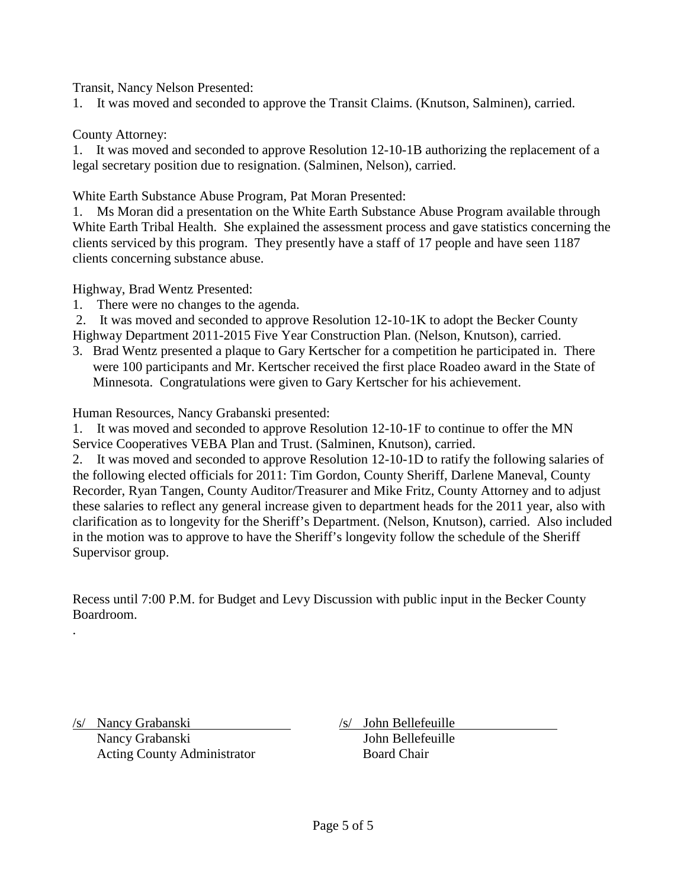Transit, Nancy Nelson Presented:

1. It was moved and seconded to approve the Transit Claims. (Knutson, Salminen), carried.

County Attorney:

1. It was moved and seconded to approve Resolution 12-10-1B authorizing the replacement of a legal secretary position due to resignation. (Salminen, Nelson), carried.

White Earth Substance Abuse Program, Pat Moran Presented:

1. Ms Moran did a presentation on the White Earth Substance Abuse Program available through White Earth Tribal Health. She explained the assessment process and gave statistics concerning the clients serviced by this program. They presently have a staff of 17 people and have seen 1187 clients concerning substance abuse.

Highway, Brad Wentz Presented:

1. There were no changes to the agenda.
2. It was moved and seconded to approve Resolution 12-10-1K to adopt the Becker County Highway Department 2011-2015 Five Year Construction Plan. (Nelson, Knutson), carried.
3. Brad Wentz presented a plaque to Gary Kertscher for a competition he participated in. There were 100 participants and Mr. Kertscher received the first place Roadeo award in the State of Minnesota. Congratulations were given to Gary Kertscher for his achievement.

Human Resources, Nancy Grabanski presented:

1. It was moved and seconded to approve Resolution 12-10-1F to continue to offer the MN Service Cooperatives VEBA Plan and Trust. (Salminen, Knutson), carried.
2. It was moved and seconded to approve Resolution 12-10-1D to ratify the following salaries of the following elected officials for 2011: Tim Gordon, County Sheriff, Darlene Maneval, County Recorder, Ryan Tangen, County Auditor/Treasurer and Mike Fritz, County Attorney and to adjust these salaries to reflect any general increase given to department heads for the 2011 year, also with clarification as to longevity for the Sheriff's Department. (Nelson, Knutson), carried. Also included in the motion was to approve to have the Sheriff's longevity follow the schedule of the Sheriff Supervisor group.

Recess until 7:00 P.M. for Budget and Levy Discussion with public input in the Becker County Boardroom.

.

/s/ Nancy Grabanski
Nancy Grabanski
Acting County Administrator

/s/ John Bellefeuille
John Bellefeuille
Board Chair